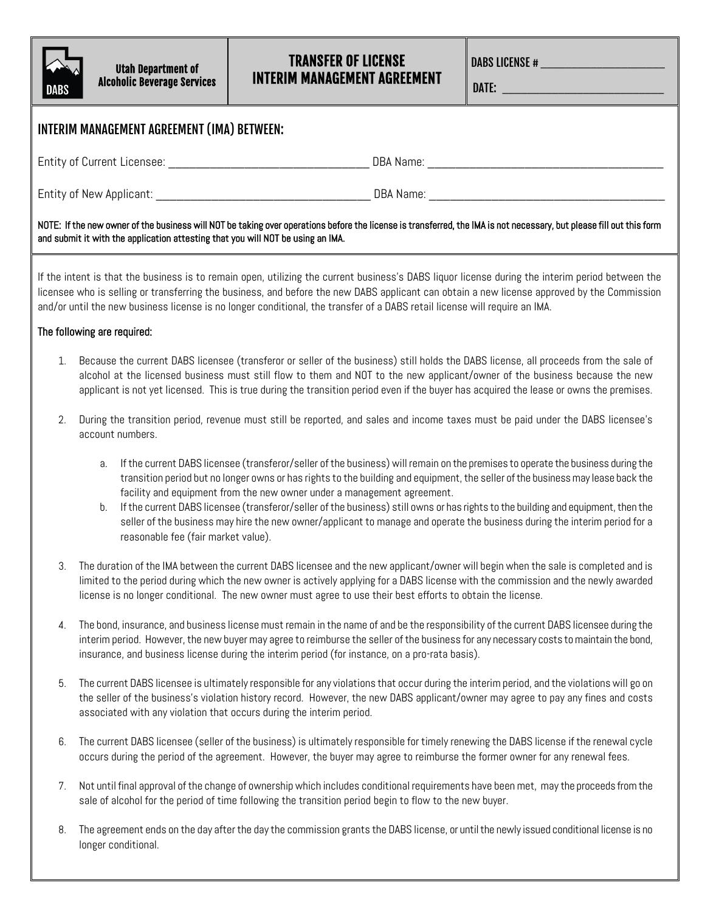**Utah Department of Alcoholic Beverage Services**

# TRANSFER OF LICENSE INTERIM MANAGEMENT AGREEMENT

DABS LICENSE # ______________________

DATE: ______________________________

## INTERIM MANAGEMENT AGREEMENT (IMA) BETWEEN:

Entity of Current Licensee: ___________________________________ DBA Name: ___________________________________________

Entity of New Applicant: ______________________________________ DBA Name: ___________________________________________

NOTE: If the new owner of the business will NOT be taking over operations before the license is transferred, the IMA is not necessary, but please fill out this form and submit it with the application attesting that you will NOT be using an IMA.

If the intent is that the business is to remain open, utilizing the current business's DABS liquor license during the interim period between the licensee who is selling or transferring the business, and before the new DABS applicant can obtain a new license approved by the Commission and/or until the new business license is no longer conditional, the transfer of a DABS retail license will require an IMA.

**The following are required:**

1. Because the current DABS licensee (transferor or seller of the business) still holds the DABS license, all proceeds from the sale of alcohol at the licensed business must still flow to them and NOT to the new applicant/owner of the business because the new applicant is not yet licensed. This is true during the transition period even if the buyer has acquired the lease or owns the premises.

2. During the transition period, revenue must still be reported, and sales and income taxes must be paid under the DABS licensee's account numbers.

   a. If the current DABS licensee (transferor/seller of the business) will remain on the premises to operate the business during the transition period but no longer owns or has rights to the building and equipment, the seller of the business may lease back the facility and equipment from the new owner under a management agreement.

   b. If the current DABS licensee (transferor/seller of the business) still owns or has rights to the building and equipment, then the seller of the business may hire the new owner/applicant to manage and operate the business during the interim period for a reasonable fee (fair market value).

3. The duration of the IMA between the current DABS licensee and the new applicant/owner will begin when the sale is completed and is limited to the period during which the new owner is actively applying for a DABS license with the commission and the newly awarded license is no longer conditional. The new owner must agree to use their best efforts to obtain the license.

4. The bond, insurance, and business license must remain in the name of and be the responsibility of the current DABS licensee during the interim period. However, the new buyer may agree to reimburse the seller of the business for any necessary costs to maintain the bond, insurance, and business license during the interim period (for instance, on a pro-rata basis).

5. The current DABS licensee is ultimately responsible for any violations that occur during the interim period, and the violations will go on the seller of the business's violation history record. However, the new DABS applicant/owner may agree to pay any fines and costs associated with any violation that occurs during the interim period.

6. The current DABS licensee (seller of the business) is ultimately responsible for timely renewing the DABS license if the renewal cycle occurs during the period of the agreement. However, the buyer may agree to reimburse the former owner for any renewal fees.

7. Not until final approval of the change of ownership which includes conditional requirements have been met, may the proceeds from the sale of alcohol for the period of time following the transition period begin to flow to the new buyer.

8. The agreement ends on the day after the day the commission grants the DABS license, or until the newly issued conditional license is no longer conditional.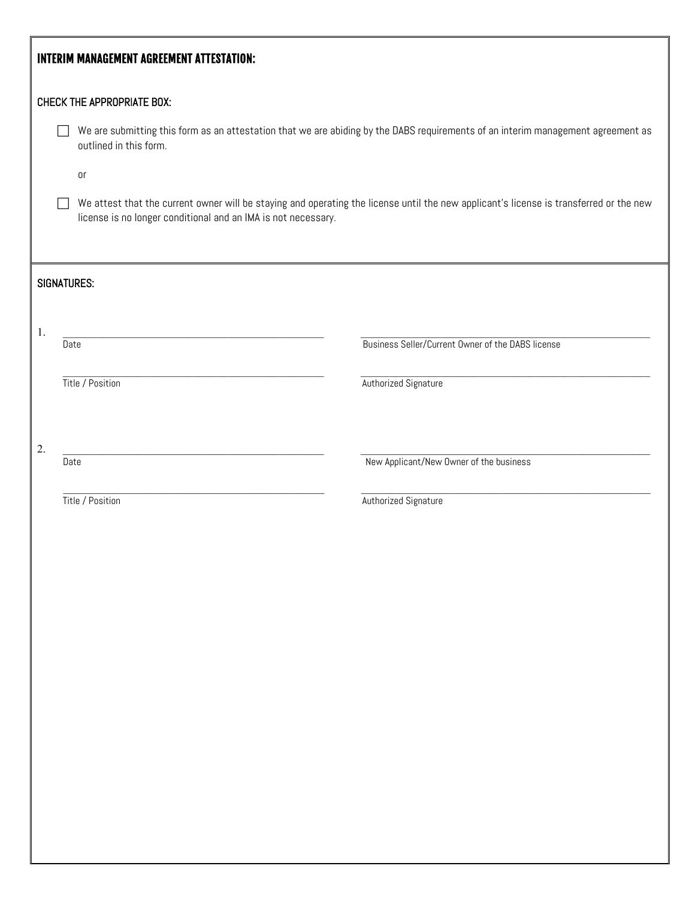## INTERIM MANAGEMENT AGREEMENT ATTESTATION:

CHECK THE APPROPRIATE BOX:

☐ We are submitting this form as an attestation that we are abiding by the DABS requirements of an interim management agreement as outlined in this form.

or

☐ We attest that the current owner will be staying and operating the license until the new applicant's license is transferred or the new license is no longer conditional and an IMA is not necessary.

## SIGNATURES:

1.

| | |
|---|---|
| \_\_\_\_\_\_\_\_\_\_\_\_\_\_\_\_\_\_\_\_\_\_\_\_\_\_\_\_ | \_\_\_\_\_\_\_\_\_\_\_\_\_\_\_\_\_\_\_\_\_\_\_\_\_\_\_\_ |
| Date | Business Seller/Current Owner of the DABS license |
| \_\_\_\_\_\_\_\_\_\_\_\_\_\_\_\_\_\_\_\_\_\_\_\_\_\_\_\_ | \_\_\_\_\_\_\_\_\_\_\_\_\_\_\_\_\_\_\_\_\_\_\_\_\_\_\_\_ |
| Title / Position | Authorized Signature |

2.

| | |
|---|---|
| \_\_\_\_\_\_\_\_\_\_\_\_\_\_\_\_\_\_\_\_\_\_\_\_\_\_\_\_ | \_\_\_\_\_\_\_\_\_\_\_\_\_\_\_\_\_\_\_\_\_\_\_\_\_\_\_\_ |
| Date | New Applicant/New Owner of the business |
| \_\_\_\_\_\_\_\_\_\_\_\_\_\_\_\_\_\_\_\_\_\_\_\_\_\_\_\_ | \_\_\_\_\_\_\_\_\_\_\_\_\_\_\_\_\_\_\_\_\_\_\_\_\_\_\_\_ |
| Title / Position | Authorized Signature |